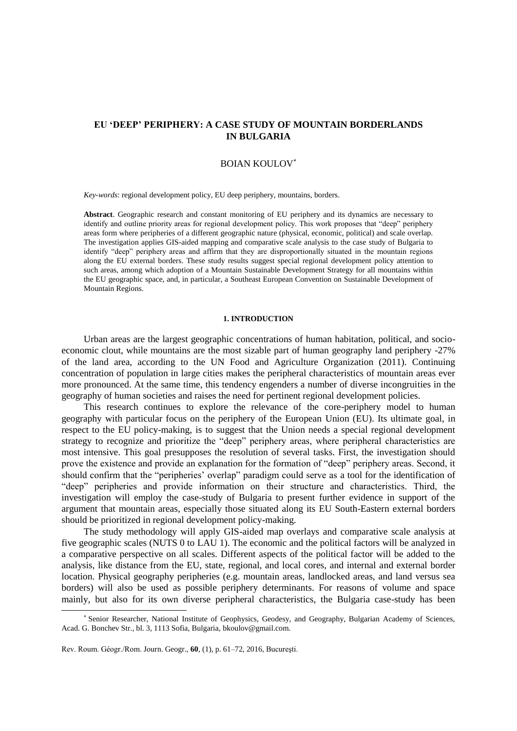# EU 'DEEP' PERIPHERY: A CASE STUDY OF MOUNTAIN BORDERLANDS IN BULGARIA

BOIAN KOULOV[*]

*Key-words*: regional development policy, EU deep periphery, mountains, borders.

**Abstract**. Geographic research and constant monitoring of EU periphery and its dynamics are necessary to identify and outline priority areas for regional development policy. This work proposes that "deep" periphery areas form where peripheries of a different geographic nature (physical, economic, political) and scale overlap. The investigation applies GIS-aided mapping and comparative scale analysis to the case study of Bulgaria to identify "deep" periphery areas and affirm that they are disproportionally situated in the mountain regions along the EU external borders. These study results suggest special regional development policy attention to such areas, among which adoption of a Mountain Sustainable Development Strategy for all mountains within the EU geographic space, and, in particular, a Southeast European Convention on Sustainable Development of Mountain Regions.

## 1. INTRODUCTION

Urban areas are the largest geographic concentrations of human habitation, political, and socio-economic clout, while mountains are the most sizable part of human geography land periphery -27% of the land area, according to the UN Food and Agriculture Organization (2011). Continuing concentration of population in large cities makes the peripheral characteristics of mountain areas ever more pronounced. At the same time, this tendency engenders a number of diverse incongruities in the geography of human societies and raises the need for pertinent regional development policies.

This research continues to explore the relevance of the core-periphery model to human geography with particular focus on the periphery of the European Union (EU). Its ultimate goal, in respect to the EU policy-making, is to suggest that the Union needs a special regional development strategy to recognize and prioritize the "deep" periphery areas, where peripheral characteristics are most intensive. This goal presupposes the resolution of several tasks. First, the investigation should prove the existence and provide an explanation for the formation of "deep" periphery areas. Second, it should confirm that the "peripheries' overlap" paradigm could serve as a tool for the identification of "deep" peripheries and provide information on their structure and characteristics. Third, the investigation will employ the case-study of Bulgaria to present further evidence in support of the argument that mountain areas, especially those situated along its EU South-Eastern external borders should be prioritized in regional development policy-making.

The study methodology will apply GIS-aided map overlays and comparative scale analysis at five geographic scales (NUTS 0 to LAU 1). The economic and the political factors will be analyzed in a comparative perspective on all scales. Different aspects of the political factor will be added to the analysis, like distance from the EU, state, regional, and local cores, and internal and external border location. Physical geography peripheries (e.g. mountain areas, landlocked areas, and land versus sea borders) will also be used as possible periphery determinants. For reasons of volume and space mainly, but also for its own diverse peripheral characteristics, the Bulgaria case-study has been

---

[*] Senior Researcher, National Institute of Geophysics, Geodesy, and Geography, Bulgarian Academy of Sciences, Acad. G. Bonchev Str., bl. 3, 1113 Sofia, Bulgaria, bkoulov@gmail.com.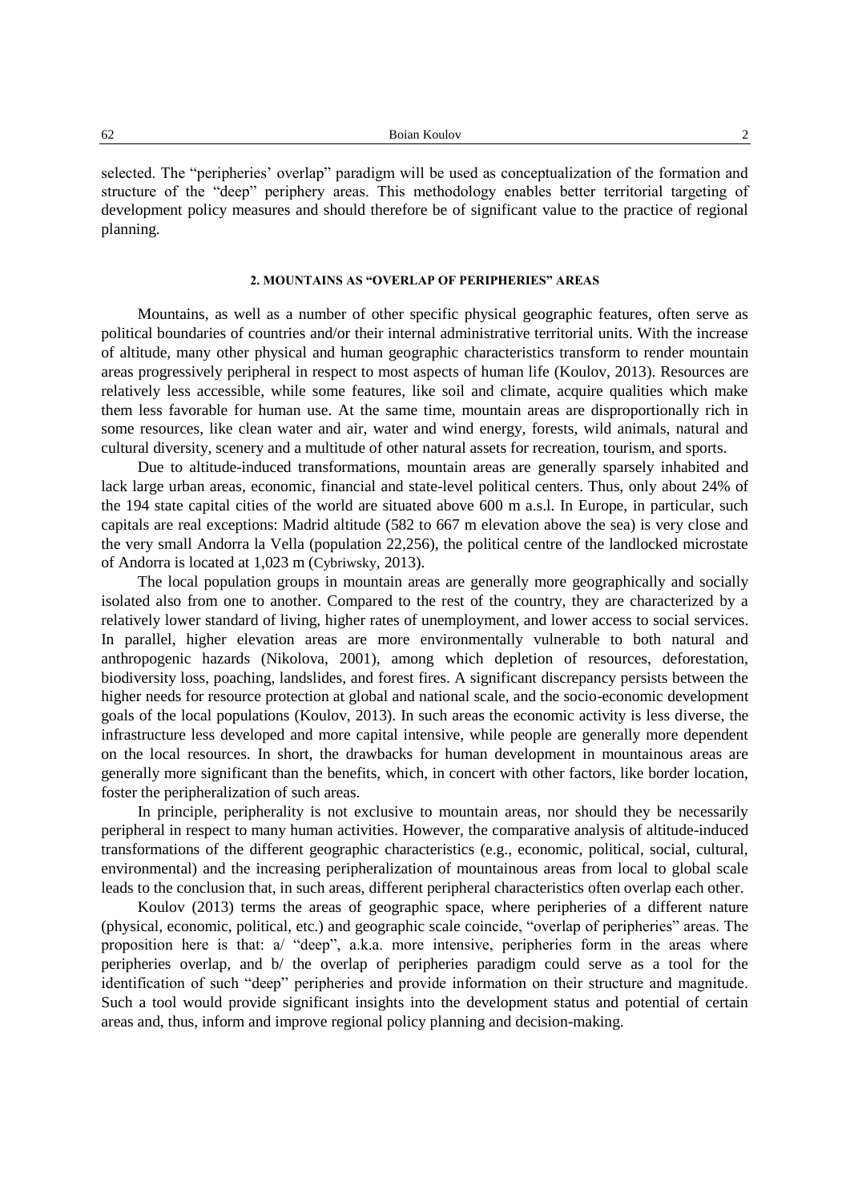selected. The "peripheries' overlap" paradigm will be used as conceptualization of the formation and structure of the "deep" periphery areas. This methodology enables better territorial targeting of development policy measures and should therefore be of significant value to the practice of regional planning.

## 2. MOUNTAINS AS "OVERLAP OF PERIPHERIES" AREAS

Mountains, as well as a number of other specific physical geographic features, often serve as political boundaries of countries and/or their internal administrative territorial units. With the increase of altitude, many other physical and human geographic characteristics transform to render mountain areas progressively peripheral in respect to most aspects of human life (Koulov, 2013). Resources are relatively less accessible, while some features, like soil and climate, acquire qualities which make them less favorable for human use. At the same time, mountain areas are disproportionally rich in some resources, like clean water and air, water and wind energy, forests, wild animals, natural and cultural diversity, scenery and a multitude of other natural assets for recreation, tourism, and sports.

Due to altitude-induced transformations, mountain areas are generally sparsely inhabited and lack large urban areas, economic, financial and state-level political centers. Thus, only about 24% of the 194 state capital cities of the world are situated above 600 m a.s.l. In Europe, in particular, such capitals are real exceptions: Madrid altitude (582 to 667 m elevation above the sea) is very close and the very small Andorra la Vella (population 22,256), the political centre of the landlocked microstate of Andorra is located at 1,023 m (Cybriwsky, 2013).

The local population groups in mountain areas are generally more geographically and socially isolated also from one to another. Compared to the rest of the country, they are characterized by a relatively lower standard of living, higher rates of unemployment, and lower access to social services. In parallel, higher elevation areas are more environmentally vulnerable to both natural and anthropogenic hazards (Nikolova, 2001), among which depletion of resources, deforestation, biodiversity loss, poaching, landslides, and forest fires. A significant discrepancy persists between the higher needs for resource protection at global and national scale, and the socio-economic development goals of the local populations (Koulov, 2013). In such areas the economic activity is less diverse, the infrastructure less developed and more capital intensive, while people are generally more dependent on the local resources. In short, the drawbacks for human development in mountainous areas are generally more significant than the benefits, which, in concert with other factors, like border location, foster the peripheralization of such areas.

In principle, peripherality is not exclusive to mountain areas, nor should they be necessarily peripheral in respect to many human activities. However, the comparative analysis of altitude-induced transformations of the different geographic characteristics (e.g., economic, political, social, cultural, environmental) and the increasing peripheralization of mountainous areas from local to global scale leads to the conclusion that, in such areas, different peripheral characteristics often overlap each other.

Koulov (2013) terms the areas of geographic space, where peripheries of a different nature (physical, economic, political, etc.) and geographic scale coincide, "overlap of peripheries" areas. The proposition here is that: a/ "deep", a.k.a. more intensive, peripheries form in the areas where peripheries overlap, and b/ the overlap of peripheries paradigm could serve as a tool for the identification of such "deep" peripheries and provide information on their structure and magnitude. Such a tool would provide significant insights into the development status and potential of certain areas and, thus, inform and improve regional policy planning and decision-making.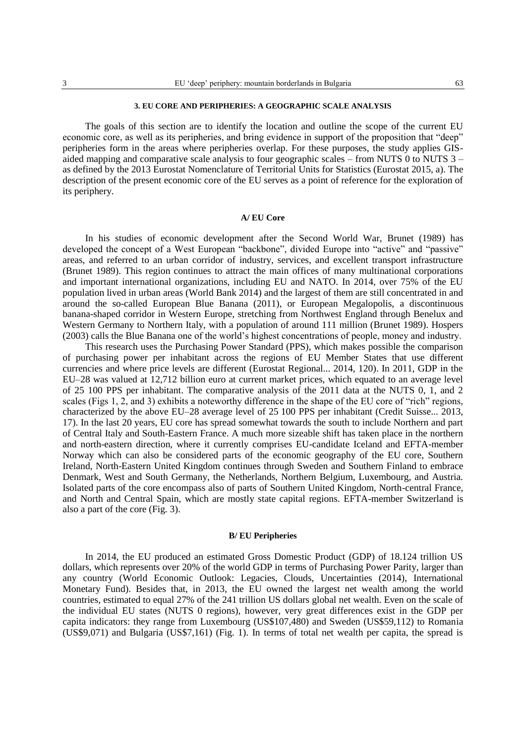## 3. EU CORE AND PERIPHERIES: A GEOGRAPHIC SCALE ANALYSIS

The goals of this section are to identify the location and outline the scope of the current EU economic core, as well as its peripheries, and bring evidence in support of the proposition that "deep" peripheries form in the areas where peripheries overlap. For these purposes, the study applies GIS-aided mapping and comparative scale analysis to four geographic scales – from NUTS 0 to NUTS 3 – as defined by the 2013 Eurostat Nomenclature of Territorial Units for Statistics (Eurostat 2015, a). The description of the present economic core of the EU serves as a point of reference for the exploration of its periphery.

### A/ EU Core

In his studies of economic development after the Second World War, Brunet (1989) has developed the concept of a West European "backbone", divided Europe into "active" and "passive" areas, and referred to an urban corridor of industry, services, and excellent transport infrastructure (Brunet 1989). This region continues to attract the main offices of many multinational corporations and important international organizations, including EU and NATO. In 2014, over 75% of the EU population lived in urban areas (World Bank 2014) and the largest of them are still concentrated in and around the so-called European Blue Banana (2011), or European Megalopolis, a discontinuous banana-shaped corridor in Western Europe, stretching from Northwest England through Benelux and Western Germany to Northern Italy, with a population of around 111 million (Brunet 1989). Hospers (2003) calls the Blue Banana one of the world's highest concentrations of people, money and industry.

This research uses the Purchasing Power Standard (PPS), which makes possible the comparison of purchasing power per inhabitant across the regions of EU Member States that use different currencies and where price levels are different (Eurostat Regional... 2014, 120). In 2011, GDP in the EU–28 was valued at 12,712 billion euro at current market prices, which equated to an average level of 25 100 PPS per inhabitant. The comparative analysis of the 2011 data at the NUTS 0, 1, and 2 scales (Figs 1, 2, and 3) exhibits a noteworthy difference in the shape of the EU core of "rich" regions, characterized by the above EU–28 average level of 25 100 PPS per inhabitant (Credit Suisse... 2013, 17). In the last 20 years, EU core has spread somewhat towards the south to include Northern and part of Central Italy and South-Eastern France. A much more sizeable shift has taken place in the northern and north-eastern direction, where it currently comprises EU-candidate Iceland and EFTA-member Norway which can also be considered parts of the economic geography of the EU core, Southern Ireland, North-Eastern United Kingdom continues through Sweden and Southern Finland to embrace Denmark, West and South Germany, the Netherlands, Northern Belgium, Luxembourg, and Austria. Isolated parts of the core encompass also of parts of Southern United Kingdom, North-central France, and North and Central Spain, which are mostly state capital regions. EFTA-member Switzerland is also a part of the core (Fig. 3).

### B/ EU Peripheries

In 2014, the EU produced an estimated Gross Domestic Product (GDP) of 18.124 trillion US dollars, which represents over 20% of the world GDP in terms of Purchasing Power Parity, larger than any country (World Economic Outlook: Legacies, Clouds, Uncertainties (2014), International Monetary Fund). Besides that, in 2013, the EU owned the largest net wealth among the world countries, estimated to equal 27% of the 241 trillion US dollars global net wealth. Even on the scale of the individual EU states (NUTS 0 regions), however, very great differences exist in the GDP per capita indicators: they range from Luxembourg (US$107,480) and Sweden (US$59,112) to Romania (US$9,071) and Bulgaria (US$7,161) (Fig. 1). In terms of total net wealth per capita, the spread is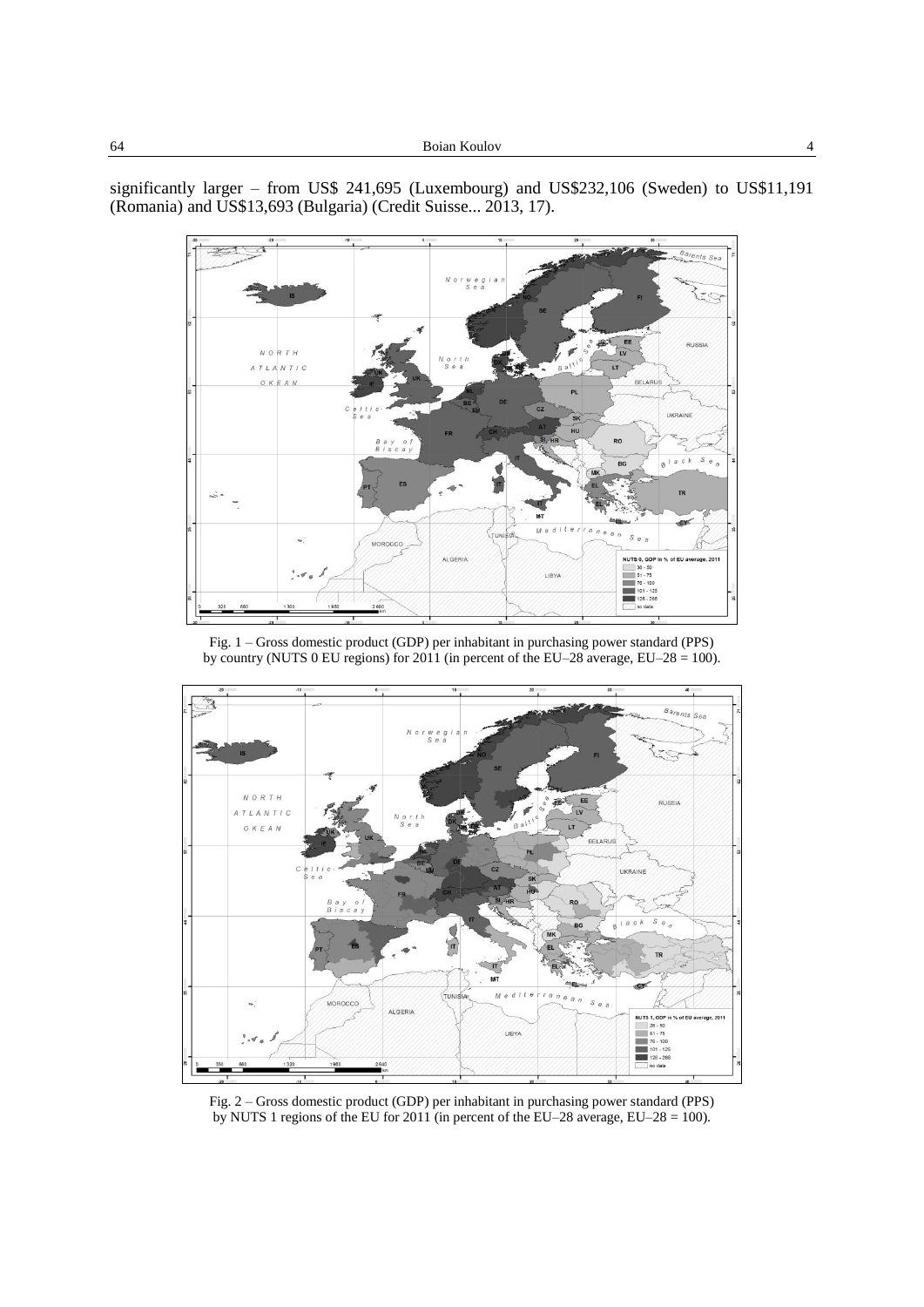significantly larger – from US$ 241,695 (Luxembourg) and US$232,106 (Sweden) to US$11,191 (Romania) and US$13,693 (Bulgaria) (Credit Suisse... 2013, 17).

Fig. 1 – Gross domestic product (GDP) per inhabitant in purchasing power standard (PPS) by country (NUTS 0 EU regions) for 2011 (in percent of the EU–28 average, EU–28 = 100).

Fig. 2 – Gross domestic product (GDP) per inhabitant in purchasing power standard (PPS) by NUTS 1 regions of the EU for 2011 (in percent of the EU–28 average, EU–28 = 100).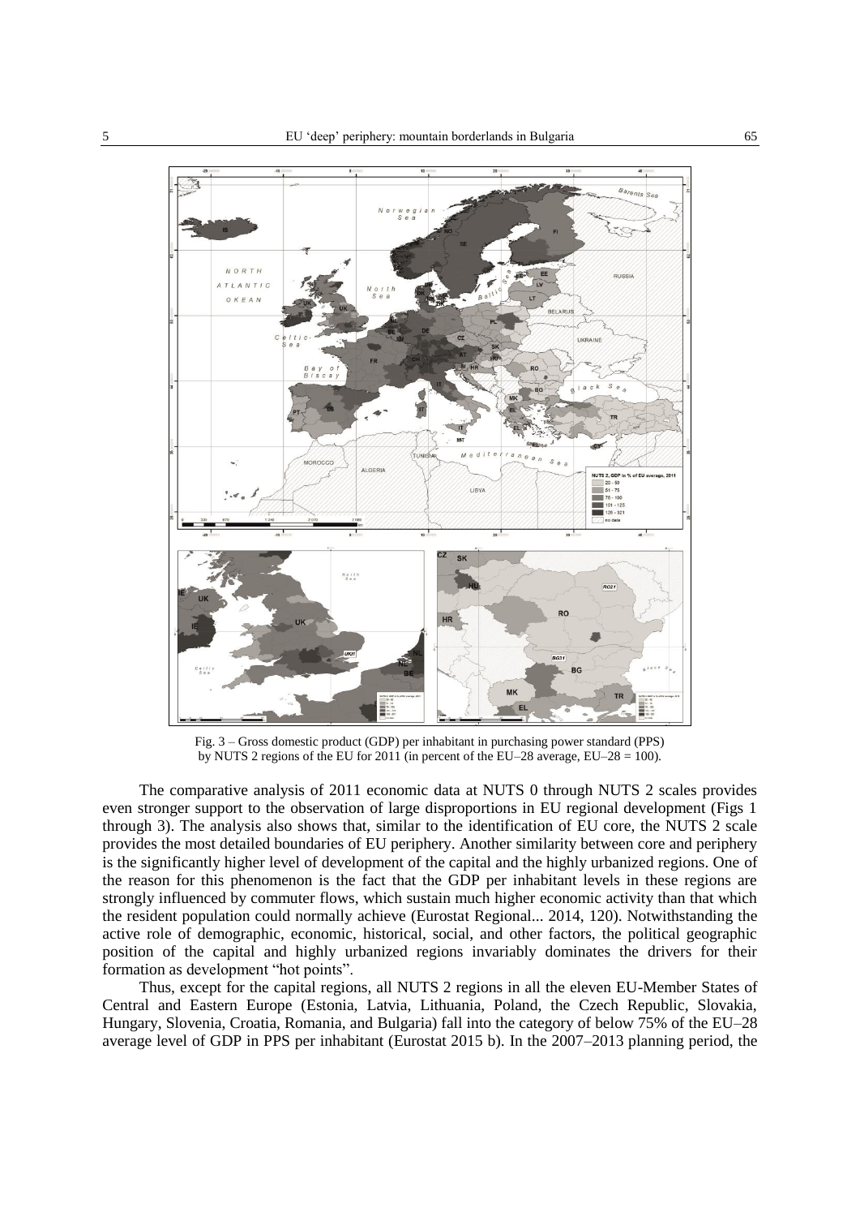Fig. 3 – Gross domestic product (GDP) per inhabitant in purchasing power standard (PPS) by NUTS 2 regions of the EU for 2011 (in percent of the EU–28 average, EU–28 = 100).

The comparative analysis of 2011 economic data at NUTS 0 through NUTS 2 scales provides even stronger support to the observation of large disproportions in EU regional development (Figs 1 through 3). The analysis also shows that, similar to the identification of EU core, the NUTS 2 scale provides the most detailed boundaries of EU periphery. Another similarity between core and periphery is the significantly higher level of development of the capital and the highly urbanized regions. One of the reason for this phenomenon is the fact that the GDP per inhabitant levels in these regions are strongly influenced by commuter flows, which sustain much higher economic activity than that which the resident population could normally achieve (Eurostat Regional... 2014, 120). Notwithstanding the active role of demographic, economic, historical, social, and other factors, the political geographic position of the capital and highly urbanized regions invariably dominates the drivers for their formation as development "hot points".

Thus, except for the capital regions, all NUTS 2 regions in all the eleven EU-Member States of Central and Eastern Europe (Estonia, Latvia, Lithuania, Poland, the Czech Republic, Slovakia, Hungary, Slovenia, Croatia, Romania, and Bulgaria) fall into the category of below 75% of the EU–28 average level of GDP in PPS per inhabitant (Eurostat 2015 b). In the 2007–2013 planning period, the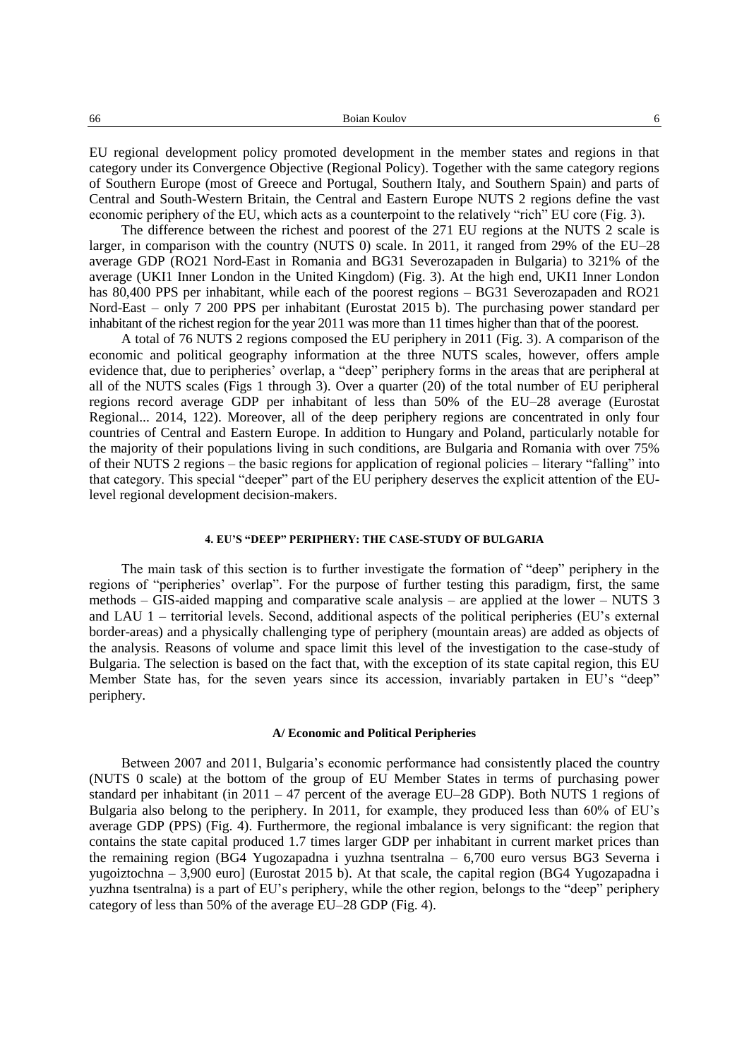EU regional development policy promoted development in the member states and regions in that category under its Convergence Objective (Regional Policy). Together with the same category regions of Southern Europe (most of Greece and Portugal, Southern Italy, and Southern Spain) and parts of Central and South-Western Britain, the Central and Eastern Europe NUTS 2 regions define the vast economic periphery of the EU, which acts as a counterpoint to the relatively "rich" EU core (Fig. 3).

The difference between the richest and poorest of the 271 EU regions at the NUTS 2 scale is larger, in comparison with the country (NUTS 0) scale. In 2011, it ranged from 29% of the EU–28 average GDP (RO21 Nord-East in Romania and BG31 Severozapaden in Bulgaria) to 321% of the average (UKI1 Inner London in the United Kingdom) (Fig. 3). At the high end, UKI1 Inner London has 80,400 PPS per inhabitant, while each of the poorest regions – BG31 Severozapaden and RO21 Nord-East – only 7 200 PPS per inhabitant (Eurostat 2015 b). The purchasing power standard per inhabitant of the richest region for the year 2011 was more than 11 times higher than that of the poorest.

A total of 76 NUTS 2 regions composed the EU periphery in 2011 (Fig. 3). A comparison of the economic and political geography information at the three NUTS scales, however, offers ample evidence that, due to peripheries' overlap, a "deep" periphery forms in the areas that are peripheral at all of the NUTS scales (Figs 1 through 3). Over a quarter (20) of the total number of EU peripheral regions record average GDP per inhabitant of less than 50% of the EU–28 average (Eurostat Regional... 2014, 122). Moreover, all of the deep periphery regions are concentrated in only four countries of Central and Eastern Europe. In addition to Hungary and Poland, particularly notable for the majority of their populations living in such conditions, are Bulgaria and Romania with over 75% of their NUTS 2 regions – the basic regions for application of regional policies – literary "falling" into that category. This special "deeper" part of the EU periphery deserves the explicit attention of the EU-level regional development decision-makers.

## 4. EU'S "DEEP" PERIPHERY: THE CASE-STUDY OF BULGARIA

The main task of this section is to further investigate the formation of "deep" periphery in the regions of "peripheries' overlap". For the purpose of further testing this paradigm, first, the same methods – GIS-aided mapping and comparative scale analysis – are applied at the lower – NUTS 3 and LAU 1 – territorial levels. Second, additional aspects of the political peripheries (EU's external border-areas) and a physically challenging type of periphery (mountain areas) are added as objects of the analysis. Reasons of volume and space limit this level of the investigation to the case-study of Bulgaria. The selection is based on the fact that, with the exception of its state capital region, this EU Member State has, for the seven years since its accession, invariably partaken in EU's "deep" periphery.

### A/ Economic and Political Peripheries

Between 2007 and 2011, Bulgaria's economic performance had consistently placed the country (NUTS 0 scale) at the bottom of the group of EU Member States in terms of purchasing power standard per inhabitant (in 2011 – 47 percent of the average EU–28 GDP). Both NUTS 1 regions of Bulgaria also belong to the periphery. In 2011, for example, they produced less than 60% of EU's average GDP (PPS) (Fig. 4). Furthermore, the regional imbalance is very significant: the region that contains the state capital produced 1.7 times larger GDP per inhabitant in current market prices than the remaining region (BG4 Yugozapadna i yuzhna tsentralna – 6,700 euro versus BG3 Severna i yugoiztochna – 3,900 euro] (Eurostat 2015 b). At that scale, the capital region (BG4 Yugozapadna i yuzhna tsentralna) is a part of EU's periphery, while the other region, belongs to the "deep" periphery category of less than 50% of the average EU–28 GDP (Fig. 4).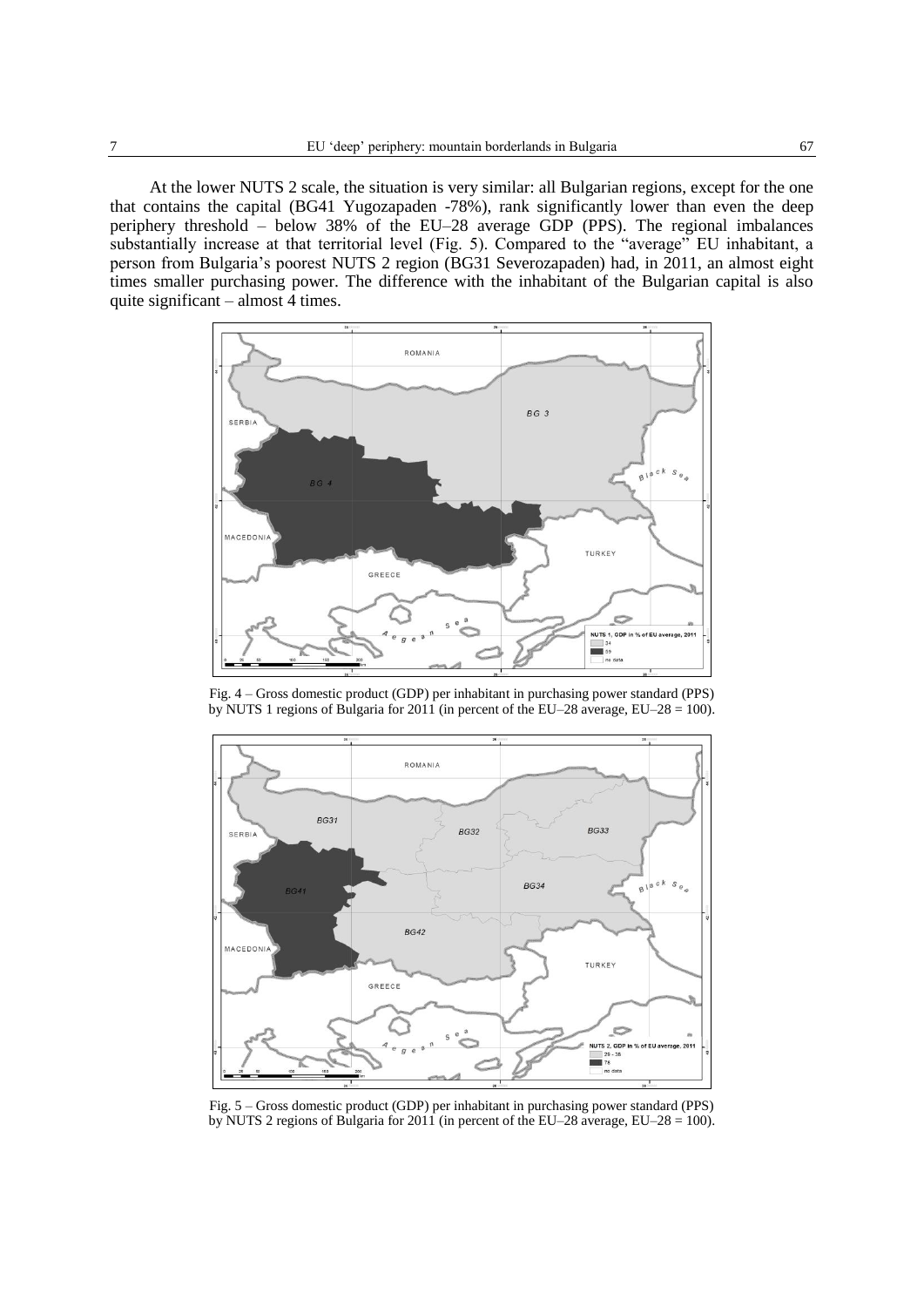At the lower NUTS 2 scale, the situation is very similar: all Bulgarian regions, except for the one that contains the capital (BG41 Yugozapaden -78%), rank significantly lower than even the deep periphery threshold – below 38% of the EU–28 average GDP (PPS). The regional imbalances substantially increase at that territorial level (Fig. 5). Compared to the "average" EU inhabitant, a person from Bulgaria's poorest NUTS 2 region (BG31 Severozapaden) had, in 2011, an almost eight times smaller purchasing power. The difference with the inhabitant of the Bulgarian capital is also quite significant – almost 4 times.

Fig. 4 – Gross domestic product (GDP) per inhabitant in purchasing power standard (PPS) by NUTS 1 regions of Bulgaria for 2011 (in percent of the EU–28 average, EU–28 = 100).

Fig. 5 – Gross domestic product (GDP) per inhabitant in purchasing power standard (PPS) by NUTS 2 regions of Bulgaria for 2011 (in percent of the EU–28 average, EU–28 = 100).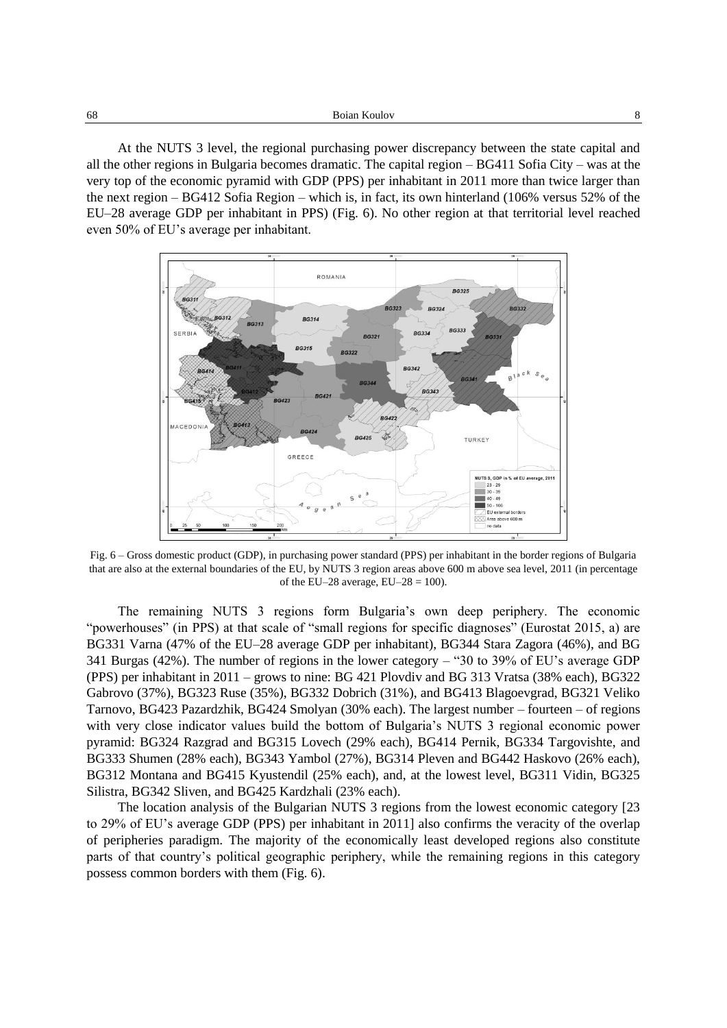At the NUTS 3 level, the regional purchasing power discrepancy between the state capital and all the other regions in Bulgaria becomes dramatic. The capital region – BG411 Sofia City – was at the very top of the economic pyramid with GDP (PPS) per inhabitant in 2011 more than twice larger than the next region – BG412 Sofia Region – which is, in fact, its own hinterland (106% versus 52% of the EU–28 average GDP per inhabitant in PPS) (Fig. 6). No other region at that territorial level reached even 50% of EU's average per inhabitant.

Fig. 6 – Gross domestic product (GDP), in purchasing power standard (PPS) per inhabitant in the border regions of Bulgaria that are also at the external boundaries of the EU, by NUTS 3 region areas above 600 m above sea level, 2011 (in percentage of the EU–28 average, EU–28 = 100).

The remaining NUTS 3 regions form Bulgaria's own deep periphery. The economic "powerhouses" (in PPS) at that scale of "small regions for specific diagnoses" (Eurostat 2015, a) are BG331 Varna (47% of the EU–28 average GDP per inhabitant), BG344 Stara Zagora (46%), and BG 341 Burgas (42%). The number of regions in the lower category – "30 to 39% of EU's average GDP (PPS) per inhabitant in 2011 – grows to nine: BG 421 Plovdiv and BG 313 Vratsa (38% each), BG322 Gabrovo (37%), BG323 Ruse (35%), BG332 Dobrich (31%), and BG413 Blagoevgrad, BG321 Veliko Tarnovo, BG423 Pazardzhik, BG424 Smolyan (30% each). The largest number – fourteen – of regions with very close indicator values build the bottom of Bulgaria's NUTS 3 regional economic power pyramid: BG324 Razgrad and BG315 Lovech (29% each), BG414 Pernik, BG334 Targovishte, and BG333 Shumen (28% each), BG343 Yambol (27%), BG314 Pleven and BG442 Haskovo (26% each), BG312 Montana and BG415 Kyustendil (25% each), and, at the lowest level, BG311 Vidin, BG325 Silistra, BG342 Sliven, and BG425 Kardzhali (23% each).

The location analysis of the Bulgarian NUTS 3 regions from the lowest economic category [23 to 29% of EU's average GDP (PPS) per inhabitant in 2011] also confirms the veracity of the overlap of peripheries paradigm. The majority of the economically least developed regions also constitute parts of that country's political geographic periphery, while the remaining regions in this category possess common borders with them (Fig. 6).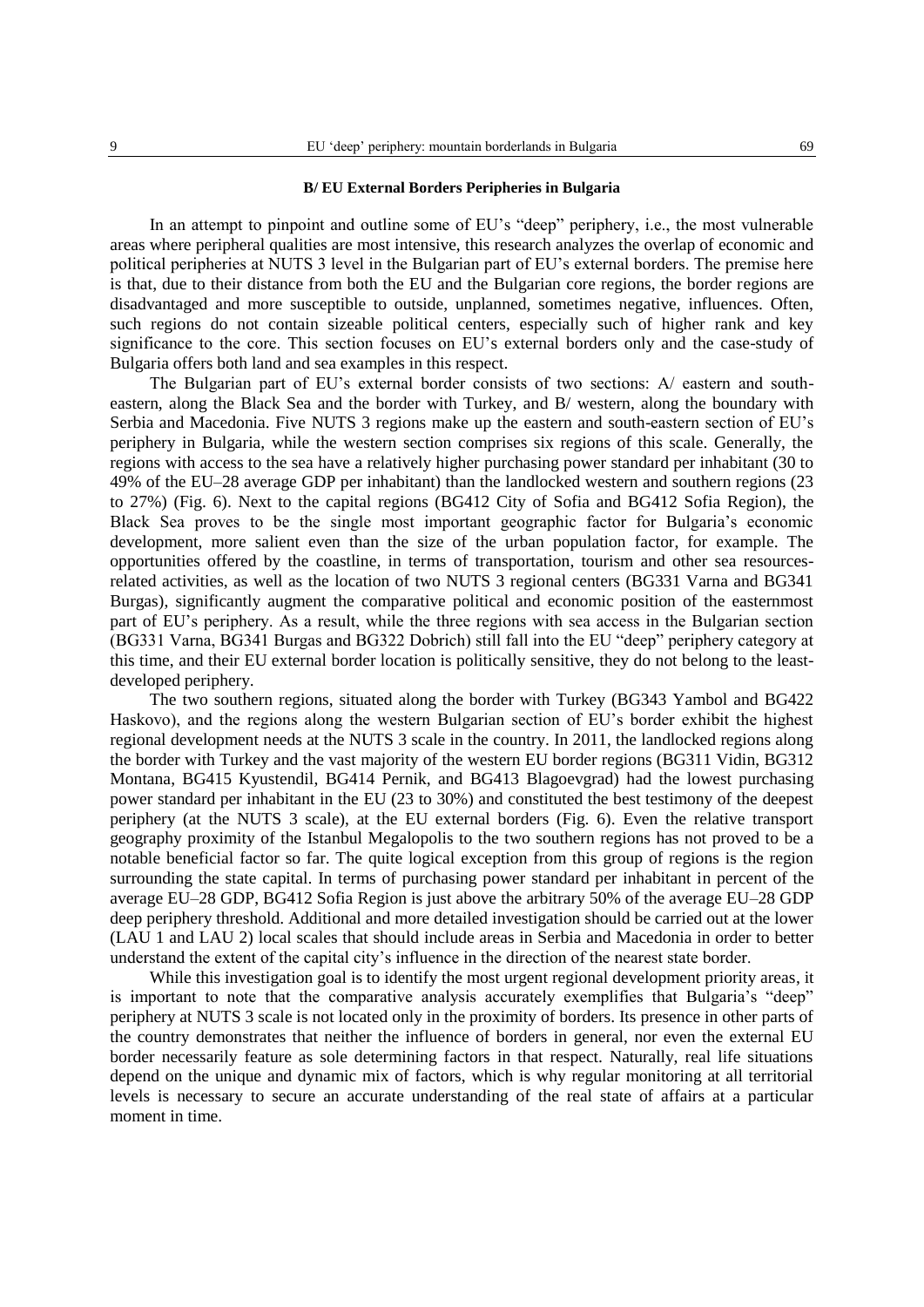### B/ EU External Borders Peripheries in Bulgaria

In an attempt to pinpoint and outline some of EU's "deep" periphery, i.e., the most vulnerable areas where peripheral qualities are most intensive, this research analyzes the overlap of economic and political peripheries at NUTS 3 level in the Bulgarian part of EU's external borders. The premise here is that, due to their distance from both the EU and the Bulgarian core regions, the border regions are disadvantaged and more susceptible to outside, unplanned, sometimes negative, influences. Often, such regions do not contain sizeable political centers, especially such of higher rank and key significance to the core. This section focuses on EU's external borders only and the case-study of Bulgaria offers both land and sea examples in this respect.

The Bulgarian part of EU's external border consists of two sections: A/ eastern and south-eastern, along the Black Sea and the border with Turkey, and B/ western, along the boundary with Serbia and Macedonia. Five NUTS 3 regions make up the eastern and south-eastern section of EU's periphery in Bulgaria, while the western section comprises six regions of this scale. Generally, the regions with access to the sea have a relatively higher purchasing power standard per inhabitant (30 to 49% of the EU–28 average GDP per inhabitant) than the landlocked western and southern regions (23 to 27%) (Fig. 6). Next to the capital regions (BG412 City of Sofia and BG412 Sofia Region), the Black Sea proves to be the single most important geographic factor for Bulgaria's economic development, more salient even than the size of the urban population factor, for example. The opportunities offered by the coastline, in terms of transportation, tourism and other sea resources-related activities, as well as the location of two NUTS 3 regional centers (BG331 Varna and BG341 Burgas), significantly augment the comparative political and economic position of the easternmost part of EU's periphery. As a result, while the three regions with sea access in the Bulgarian section (BG331 Varna, BG341 Burgas and BG322 Dobrich) still fall into the EU "deep" periphery category at this time, and their EU external border location is politically sensitive, they do not belong to the least-developed periphery.

The two southern regions, situated along the border with Turkey (BG343 Yambol and BG422 Haskovo), and the regions along the western Bulgarian section of EU's border exhibit the highest regional development needs at the NUTS 3 scale in the country. In 2011, the landlocked regions along the border with Turkey and the vast majority of the western EU border regions (BG311 Vidin, BG312 Montana, BG415 Kyustendil, BG414 Pernik, and BG413 Blagoevgrad) had the lowest purchasing power standard per inhabitant in the EU (23 to 30%) and constituted the best testimony of the deepest periphery (at the NUTS 3 scale), at the EU external borders (Fig. 6). Even the relative transport geography proximity of the Istanbul Megalopolis to the two southern regions has not proved to be a notable beneficial factor so far. The quite logical exception from this group of regions is the region surrounding the state capital. In terms of purchasing power standard per inhabitant in percent of the average EU–28 GDP, BG412 Sofia Region is just above the arbitrary 50% of the average EU–28 GDP deep periphery threshold. Additional and more detailed investigation should be carried out at the lower (LAU 1 and LAU 2) local scales that should include areas in Serbia and Macedonia in order to better understand the extent of the capital city's influence in the direction of the nearest state border.

While this investigation goal is to identify the most urgent regional development priority areas, it is important to note that the comparative analysis accurately exemplifies that Bulgaria's "deep" periphery at NUTS 3 scale is not located only in the proximity of borders. Its presence in other parts of the country demonstrates that neither the influence of borders in general, nor even the external EU border necessarily feature as sole determining factors in that respect. Naturally, real life situations depend on the unique and dynamic mix of factors, which is why regular monitoring at all territorial levels is necessary to secure an accurate understanding of the real state of affairs at a particular moment in time.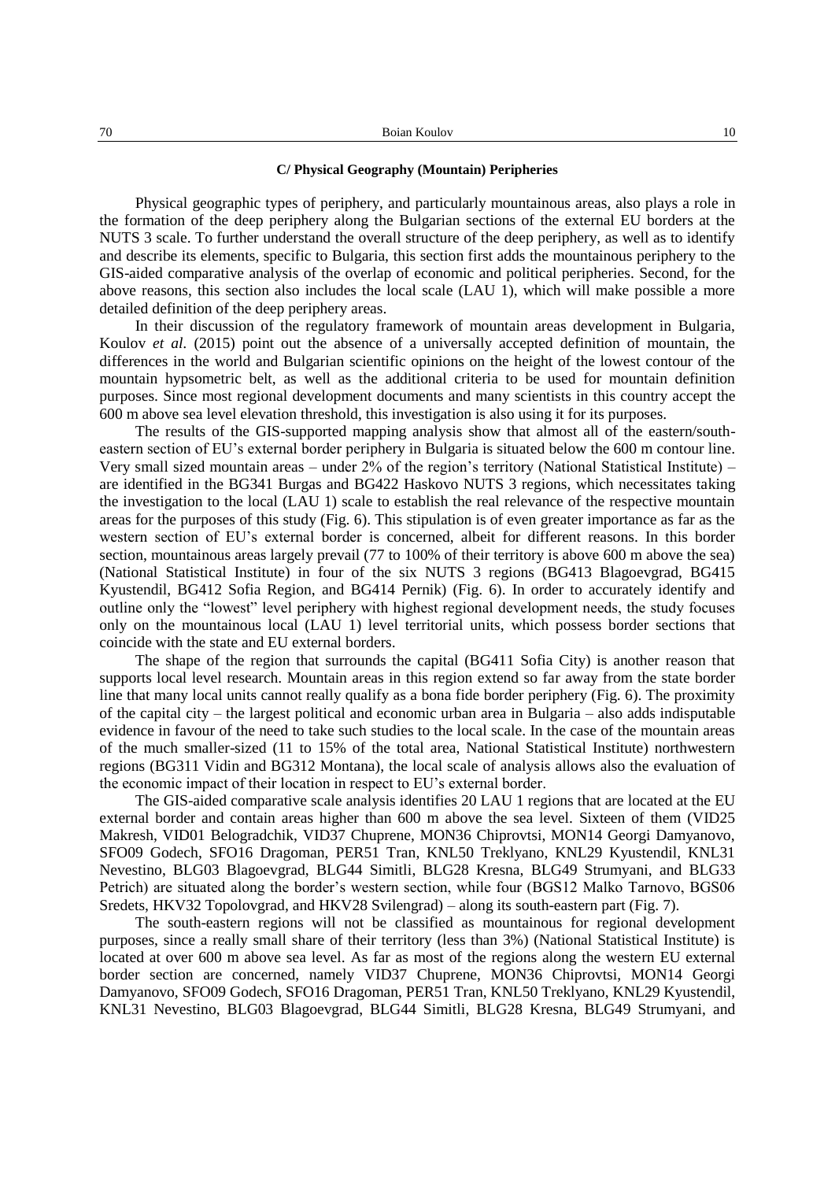### C/ Physical Geography (Mountain) Peripheries

Physical geographic types of periphery, and particularly mountainous areas, also plays a role in the formation of the deep periphery along the Bulgarian sections of the external EU borders at the NUTS 3 scale. To further understand the overall structure of the deep periphery, as well as to identify and describe its elements, specific to Bulgaria, this section first adds the mountainous periphery to the GIS-aided comparative analysis of the overlap of economic and political peripheries. Second, for the above reasons, this section also includes the local scale (LAU 1), which will make possible a more detailed definition of the deep periphery areas.

In their discussion of the regulatory framework of mountain areas development in Bulgaria, Koulov *et al.* (2015) point out the absence of a universally accepted definition of mountain, the differences in the world and Bulgarian scientific opinions on the height of the lowest contour of the mountain hypsometric belt, as well as the additional criteria to be used for mountain definition purposes. Since most regional development documents and many scientists in this country accept the 600 m above sea level elevation threshold, this investigation is also using it for its purposes.

The results of the GIS-supported mapping analysis show that almost all of the eastern/south-eastern section of EU's external border periphery in Bulgaria is situated below the 600 m contour line. Very small sized mountain areas – under 2% of the region's territory (National Statistical Institute) – are identified in the BG341 Burgas and BG422 Haskovo NUTS 3 regions, which necessitates taking the investigation to the local (LAU 1) scale to establish the real relevance of the respective mountain areas for the purposes of this study (Fig. 6). This stipulation is of even greater importance as far as the western section of EU's external border is concerned, albeit for different reasons. In this border section, mountainous areas largely prevail (77 to 100% of their territory is above 600 m above the sea) (National Statistical Institute) in four of the six NUTS 3 regions (BG413 Blagoevgrad, BG415 Kyustendil, BG412 Sofia Region, and BG414 Pernik) (Fig. 6). In order to accurately identify and outline only the "lowest" level periphery with highest regional development needs, the study focuses only on the mountainous local (LAU 1) level territorial units, which possess border sections that coincide with the state and EU external borders.

The shape of the region that surrounds the capital (BG411 Sofia City) is another reason that supports local level research. Mountain areas in this region extend so far away from the state border line that many local units cannot really qualify as a bona fide border periphery (Fig. 6). The proximity of the capital city – the largest political and economic urban area in Bulgaria – also adds indisputable evidence in favour of the need to take such studies to the local scale. In the case of the mountain areas of the much smaller-sized (11 to 15% of the total area, National Statistical Institute) northwestern regions (BG311 Vidin and BG312 Montana), the local scale of analysis allows also the evaluation of the economic impact of their location in respect to EU's external border.

The GIS-aided comparative scale analysis identifies 20 LAU 1 regions that are located at the EU external border and contain areas higher than 600 m above the sea level. Sixteen of them (VID25 Makresh, VID01 Belogradchik, VID37 Chuprene, MON36 Chiprovtsi, MON14 Georgi Damyanovo, SFO09 Godech, SFO16 Dragoman, PER51 Tran, KNL50 Treklyano, KNL29 Kyustendil, KNL31 Nevestino, BLG03 Blagoevgrad, BLG44 Simitli, BLG28 Kresna, BLG49 Strumyani, and BLG33 Petrich) are situated along the border's western section, while four (BGS12 Malko Tarnovo, BGS06 Sredets, HKV32 Topolovgrad, and HKV28 Svilengrad) – along its south-eastern part (Fig. 7).

The south-eastern regions will not be classified as mountainous for regional development purposes, since a really small share of their territory (less than 3%) (National Statistical Institute) is located at over 600 m above sea level. As far as most of the regions along the western EU external border section are concerned, namely VID37 Chuprene, MON36 Chiprovtsi, MON14 Georgi Damyanovo, SFO09 Godech, SFO16 Dragoman, PER51 Tran, KNL50 Treklyano, KNL29 Kyustendil, KNL31 Nevestino, BLG03 Blagoevgrad, BLG44 Simitli, BLG28 Kresna, BLG49 Strumyani, and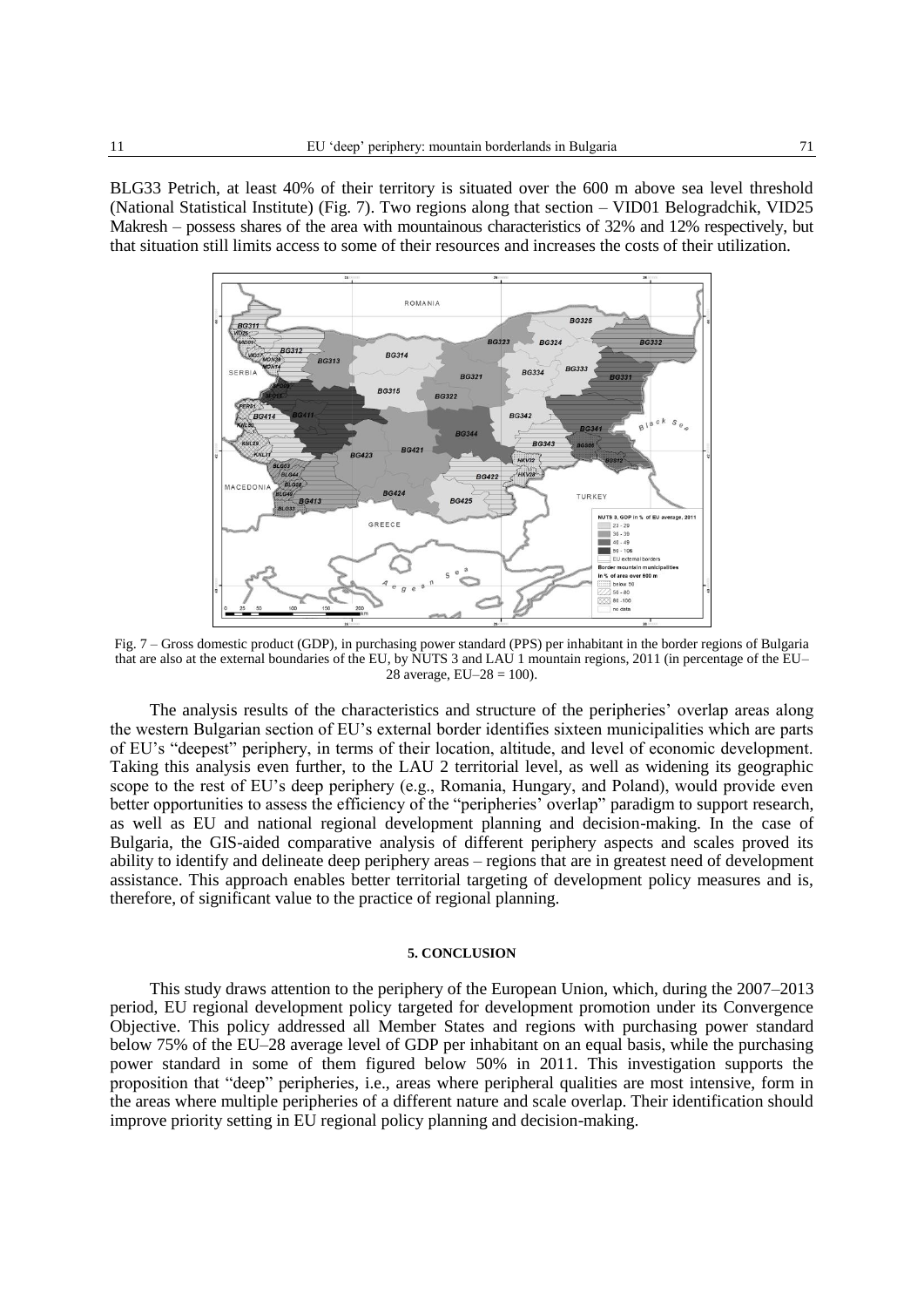BLG33 Petrich, at least 40% of their territory is situated over the 600 m above sea level threshold (National Statistical Institute) (Fig. 7). Two regions along that section – VID01 Belogradchik, VID25 Makresh – possess shares of the area with mountainous characteristics of 32% and 12% respectively, but that situation still limits access to some of their resources and increases the costs of their utilization.

Fig. 7 – Gross domestic product (GDP), in purchasing power standard (PPS) per inhabitant in the border regions of Bulgaria that are also at the external boundaries of the EU, by NUTS 3 and LAU 1 mountain regions, 2011 (in percentage of the EU–28 average, EU–28 = 100).

The analysis results of the characteristics and structure of the peripheries' overlap areas along the western Bulgarian section of EU's external border identifies sixteen municipalities which are parts of EU's "deepest" periphery, in terms of their location, altitude, and level of economic development. Taking this analysis even further, to the LAU 2 territorial level, as well as widening its geographic scope to the rest of EU's deep periphery (e.g., Romania, Hungary, and Poland), would provide even better opportunities to assess the efficiency of the "peripheries' overlap" paradigm to support research, as well as EU and national regional development planning and decision-making. In the case of Bulgaria, the GIS-aided comparative analysis of different periphery aspects and scales proved its ability to identify and delineate deep periphery areas – regions that are in greatest need of development assistance. This approach enables better territorial targeting of development policy measures and is, therefore, of significant value to the practice of regional planning.

## 5. CONCLUSION

This study draws attention to the periphery of the European Union, which, during the 2007–2013 period, EU regional development policy targeted for development promotion under its Convergence Objective. This policy addressed all Member States and regions with purchasing power standard below 75% of the EU–28 average level of GDP per inhabitant on an equal basis, while the purchasing power standard in some of them figured below 50% in 2011. This investigation supports the proposition that "deep" peripheries, i.e., areas where peripheral qualities are most intensive, form in the areas where multiple peripheries of a different nature and scale overlap. Their identification should improve priority setting in EU regional policy planning and decision-making.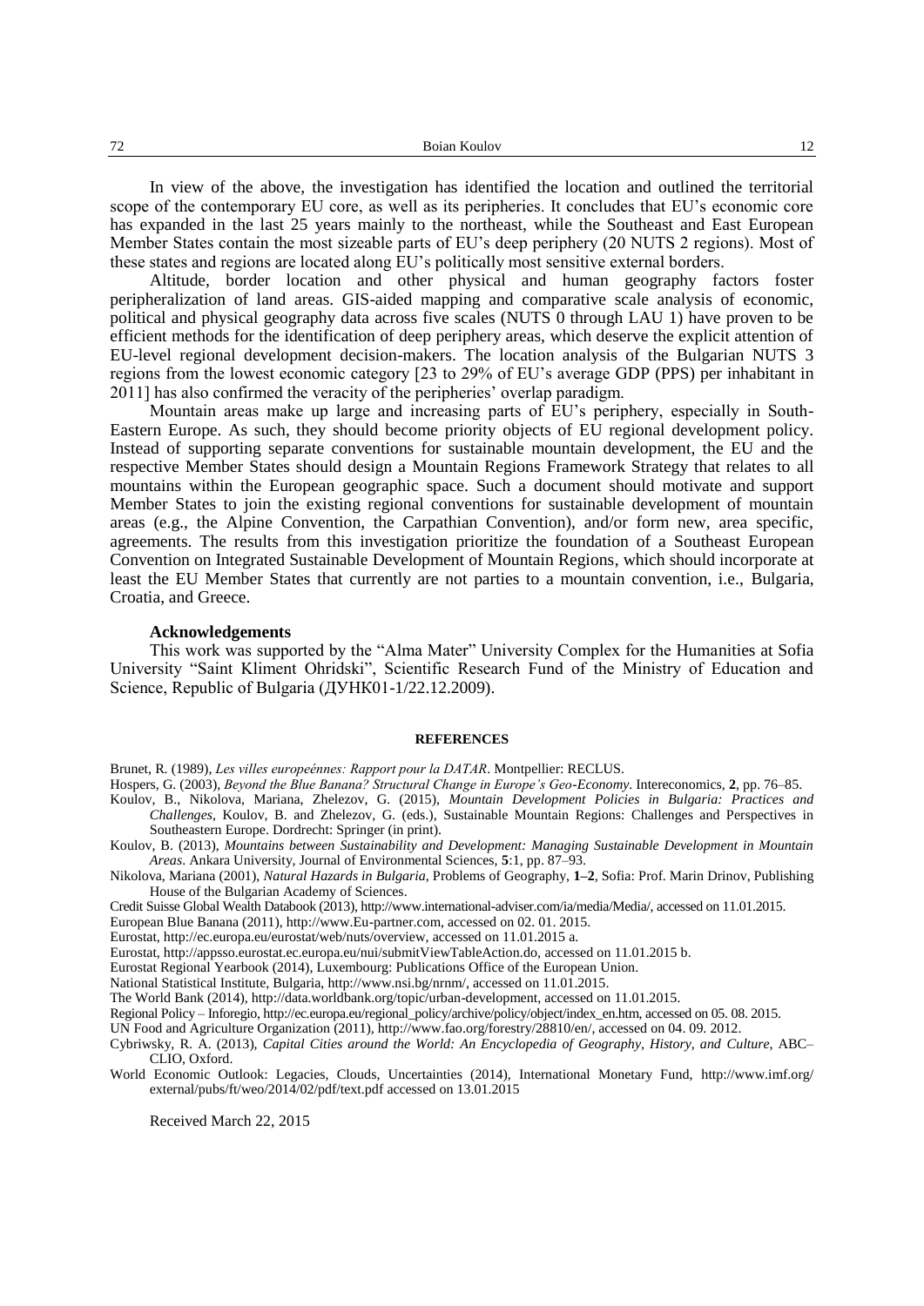In view of the above, the investigation has identified the location and outlined the territorial scope of the contemporary EU core, as well as its peripheries. It concludes that EU's economic core has expanded in the last 25 years mainly to the northeast, while the Southeast and East European Member States contain the most sizeable parts of EU's deep periphery (20 NUTS 2 regions). Most of these states and regions are located along EU's politically most sensitive external borders.

Altitude, border location and other physical and human geography factors foster peripheralization of land areas. GIS-aided mapping and comparative scale analysis of economic, political and physical geography data across five scales (NUTS 0 through LAU 1) have proven to be efficient methods for the identification of deep periphery areas, which deserve the explicit attention of EU-level regional development decision-makers. The location analysis of the Bulgarian NUTS 3 regions from the lowest economic category [23 to 29% of EU's average GDP (PPS) per inhabitant in 2011] has also confirmed the veracity of the peripheries' overlap paradigm.

Mountain areas make up large and increasing parts of EU's periphery, especially in South-Eastern Europe. As such, they should become priority objects of EU regional development policy. Instead of supporting separate conventions for sustainable mountain development, the EU and the respective Member States should design a Mountain Regions Framework Strategy that relates to all mountains within the European geographic space. Such a document should motivate and support Member States to join the existing regional conventions for sustainable development of mountain areas (e.g., the Alpine Convention, the Carpathian Convention), and/or form new, area specific, agreements. The results from this investigation prioritize the foundation of a Southeast European Convention on Integrated Sustainable Development of Mountain Regions, which should incorporate at least the EU Member States that currently are not parties to a mountain convention, i.e., Bulgaria, Croatia, and Greece.

#### Acknowledgements

This work was supported by the "Alma Mater" University Complex for the Humanities at Sofia University "Saint Kliment Ohridski", Scientific Research Fund of the Ministry of Education and Science, Republic of Bulgaria (ДУНК01-1/22.12.2009).

## REFERENCES

Brunet, R. (1989), *Les villes europeénnes: Rapport pour la DATAR*. Montpellier: RECLUS.

Hospers, G. (2003), *Beyond the Blue Banana? Structural Change in Europe's Geo-Economy*. Intereconomics, **2**, pp. 76–85.

Koulov, B., Nikolova, Mariana, Zhelezov, G. (2015), *Mountain Development Policies in Bulgaria: Practices and Challenges*, Koulov, B. and Zhelezov, G. (eds.), Sustainable Mountain Regions: Challenges and Perspectives in Southeastern Europe. Dordrecht: Springer (in print).

Koulov, B. (2013), *Mountains between Sustainability and Development: Managing Sustainable Development in Mountain Areas*. Ankara University, Journal of Environmental Sciences, **5**:1, pp. 87–93.

Nikolova, Mariana (2001), *Natural Hazards in Bulgaria*, Problems of Geography, **1–2**, Sofia: Prof. Marin Drinov, Publishing House of the Bulgarian Academy of Sciences.

Credit Suisse Global Wealth Databook (2013), http://www.international-adviser.com/ia/media/Media/, accessed on 11.01.2015.

European Blue Banana (2011), http://www.Eu-partner.com, accessed on 02. 01. 2015.

Eurostat, http://ec.europa.eu/eurostat/web/nuts/overview, accessed on 11.01.2015 a.

Eurostat, http://appsso.eurostat.ec.europa.eu/nui/submitViewTableAction.do, accessed on 11.01.2015 b.

Eurostat Regional Yearbook (2014), Luxembourg: Publications Office of the European Union.

National Statistical Institute, Bulgaria, http://www.nsi.bg/nrnm/, accessed on 11.01.2015.

The World Bank (2014), http://data.worldbank.org/topic/urban-development, accessed on 11.01.2015.

Regional Policy – Inforegio, http://ec.europa.eu/regional_policy/archive/policy/object/index_en.htm, accessed on 05. 08. 2015.

UN Food and Agriculture Organization (2011), http://www.fao.org/forestry/28810/en/, accessed on 04. 09. 2012.

Cybriwsky, R. A. (2013), *Capital Cities around the World: An Encyclopedia of Geography, History, and Culture*, ABC–CLIO, Oxford.

World Economic Outlook: Legacies, Clouds, Uncertainties (2014), International Monetary Fund, http://www.imf.org/external/pubs/ft/weo/2014/02/pdf/text.pdf accessed on 13.01.2015

Received March 22, 2015